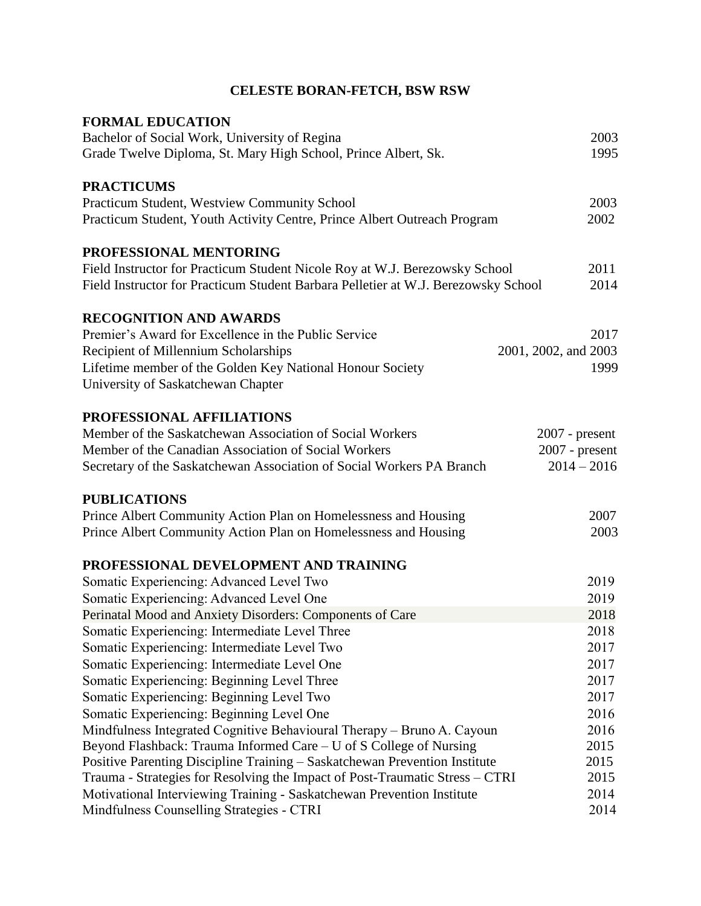# CELESTE BORAN-FETCH, BSW RSW

## FORMAL EDUCATION

Bachelor of Social Work, University of Regina 2003
Grade Twelve Diploma, St. Mary High School, Prince Albert, Sk. 1995

## PRACTICUMS

Practicum Student, Westview Community School 2003
Practicum Student, Youth Activity Centre, Prince Albert Outreach Program 2002

## PROFESSIONAL MENTORING

Field Instructor for Practicum Student Nicole Roy at W.J. Berezowsky School 2011
Field Instructor for Practicum Student Barbara Pelletier at W.J. Berezowsky School 2014

## RECOGNITION AND AWARDS

Premier's Award for Excellence in the Public Service 2017
Recipient of Millennium Scholarships 2001, 2002, and 2003
Lifetime member of the Golden Key National Honour Society 1999
University of Saskatchewan Chapter

## PROFESSIONAL AFFILIATIONS

Member of the Saskatchewan Association of Social Workers 2007 - present
Member of the Canadian Association of Social Workers 2007 - present
Secretary of the Saskatchewan Association of Social Workers PA Branch 2014 – 2016

## PUBLICATIONS

Prince Albert Community Action Plan on Homelessness and Housing 2007
Prince Albert Community Action Plan on Homelessness and Housing 2003

## PROFESSIONAL DEVELOPMENT AND TRAINING

Somatic Experiencing: Advanced Level Two 2019
Somatic Experiencing: Advanced Level One 2019
Perinatal Mood and Anxiety Disorders: Components of Care 2018
Somatic Experiencing: Intermediate Level Three 2018
Somatic Experiencing: Intermediate Level Two 2017
Somatic Experiencing: Intermediate Level One 2017
Somatic Experiencing: Beginning Level Three 2017
Somatic Experiencing: Beginning Level Two 2017
Somatic Experiencing: Beginning Level One 2016
Mindfulness Integrated Cognitive Behavioural Therapy – Bruno A. Cayoun 2016
Beyond Flashback: Trauma Informed Care – U of S College of Nursing 2015
Positive Parenting Discipline Training – Saskatchewan Prevention Institute 2015
Trauma - Strategies for Resolving the Impact of Post-Traumatic Stress – CTRI 2015
Motivational Interviewing Training - Saskatchewan Prevention Institute 2014
Mindfulness Counselling Strategies - CTRI 2014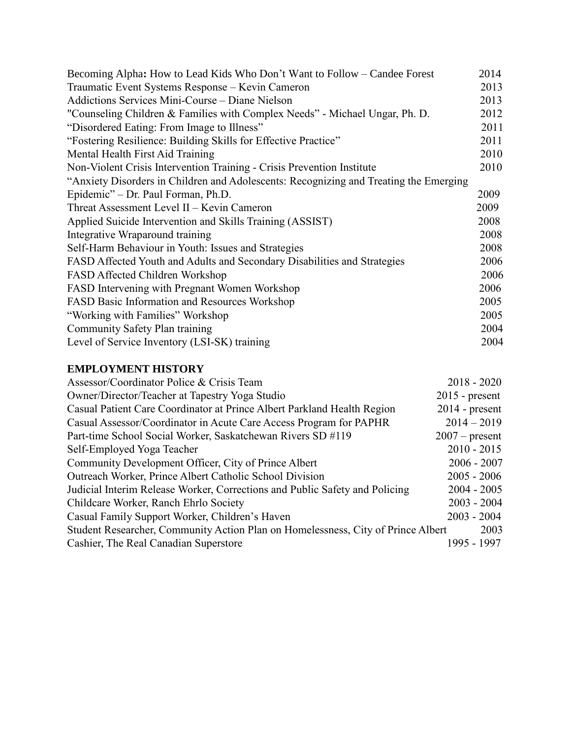| | |
|---|---|
| Becoming Alpha**:** How to Lead Kids Who Don't Want to Follow – Candee Forest | 2014 |
| Traumatic Event Systems Response – Kevin Cameron | 2013 |
| Addictions Services Mini-Course – Diane Nielson | 2013 |
| "Counseling Children & Families with Complex Needs" - Michael Ungar, Ph. D. | 2012 |
| "Disordered Eating: From Image to Illness" | 2011 |
| "Fostering Resilience: Building Skills for Effective Practice" | 2011 |
| Mental Health First Aid Training | 2010 |
| Non-Violent Crisis Intervention Training - Crisis Prevention Institute | 2010 |
| "Anxiety Disorders in Children and Adolescents: Recognizing and Treating the Emerging Epidemic" – Dr. Paul Forman, Ph.D. | 2009 |
| Threat Assessment Level II – Kevin Cameron | 2009 |
| Applied Suicide Intervention and Skills Training (ASSIST) | 2008 |
| Integrative Wraparound training | 2008 |
| Self-Harm Behaviour in Youth: Issues and Strategies | 2008 |
| FASD Affected Youth and Adults and Secondary Disabilities and Strategies | 2006 |
| FASD Affected Children Workshop | 2006 |
| FASD Intervening with Pregnant Women Workshop | 2006 |
| FASD Basic Information and Resources Workshop | 2005 |
| "Working with Families" Workshop | 2005 |
| Community Safety Plan training | 2004 |
| Level of Service Inventory (LSI-SK) training | 2004 |

## EMPLOYMENT HISTORY

| | |
|---|---|
| Assessor/Coordinator Police & Crisis Team | 2018 - 2020 |
| Owner/Director/Teacher at Tapestry Yoga Studio | 2015 - present |
| Casual Patient Care Coordinator at Prince Albert Parkland Health Region | 2014 - present |
| Casual Assessor/Coordinator in Acute Care Access Program for PAPHR | 2014 – 2019 |
| Part-time School Social Worker, Saskatchewan Rivers SD #119 | 2007 – present |
| Self-Employed Yoga Teacher | 2010 - 2015 |
| Community Development Officer, City of Prince Albert | 2006 - 2007 |
| Outreach Worker, Prince Albert Catholic School Division | 2005 - 2006 |
| Judicial Interim Release Worker, Corrections and Public Safety and Policing | 2004 - 2005 |
| Childcare Worker, Ranch Ehrlo Society | 2003 - 2004 |
| Casual Family Support Worker, Children's Haven | 2003 - 2004 |
| Student Researcher, Community Action Plan on Homelessness, City of Prince Albert | 2003 |
| Cashier, The Real Canadian Superstore | 1995 - 1997 |